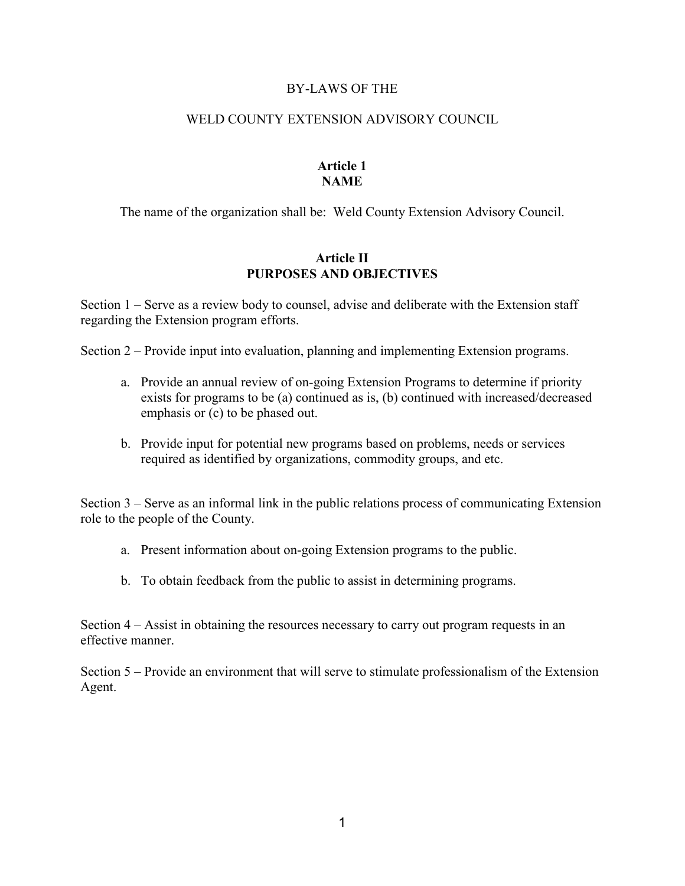# BY-LAWS OF THE

# WELD COUNTY EXTENSION ADVISORY COUNCIL

## Article 1
## NAME

The name of the organization shall be: Weld County Extension Advisory Council.

## Article II
## PURPOSES AND OBJECTIVES

Section 1 – Serve as a review body to counsel, advise and deliberate with the Extension staff regarding the Extension program efforts.

Section 2 – Provide input into evaluation, planning and implementing Extension programs.

a. Provide an annual review of on-going Extension Programs to determine if priority exists for programs to be (a) continued as is, (b) continued with increased/decreased emphasis or (c) to be phased out.

b. Provide input for potential new programs based on problems, needs or services required as identified by organizations, commodity groups, and etc.

Section 3 – Serve as an informal link in the public relations process of communicating Extension role to the people of the County.

a. Present information about on-going Extension programs to the public.

b. To obtain feedback from the public to assist in determining programs.

Section 4 – Assist in obtaining the resources necessary to carry out program requests in an effective manner.

Section 5 – Provide an environment that will serve to stimulate professionalism of the Extension Agent.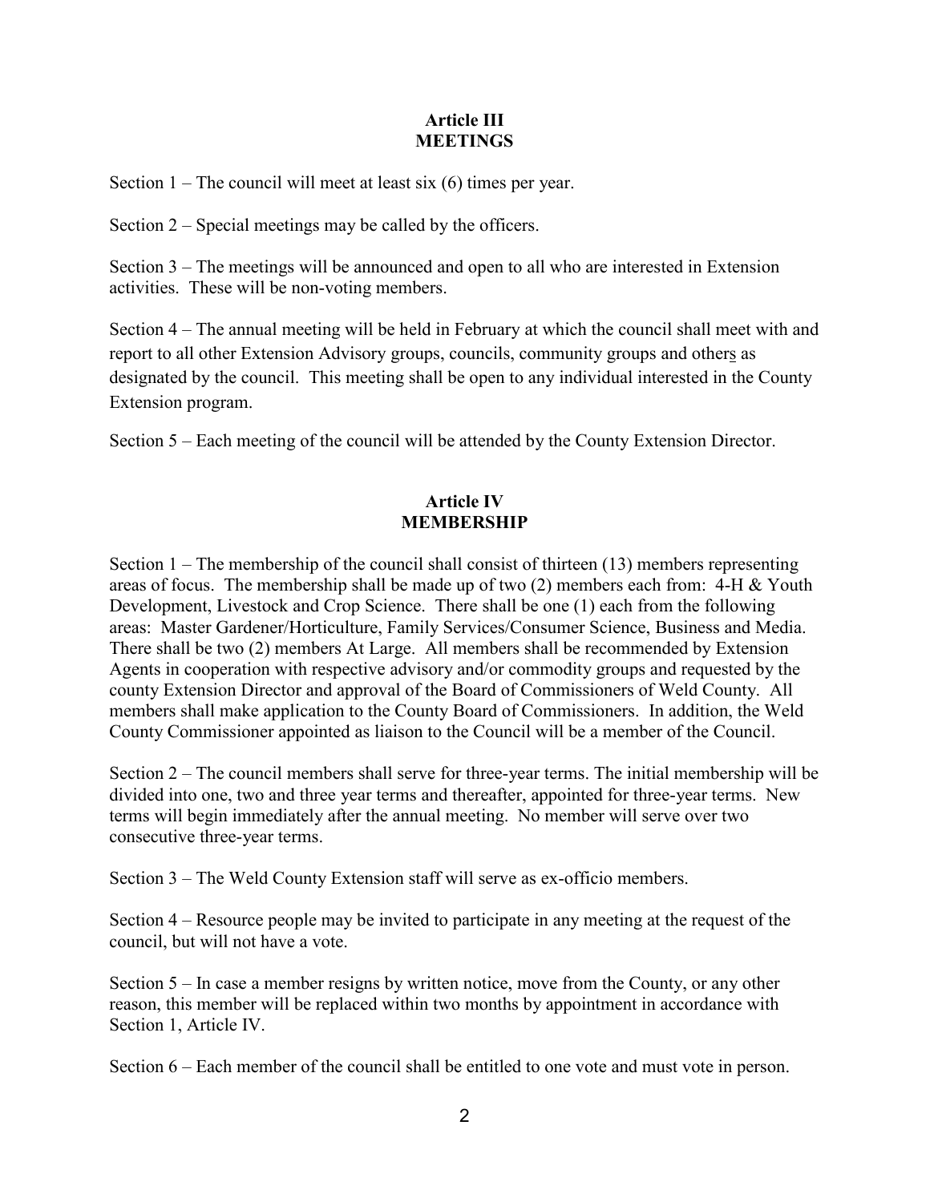## Article III
## MEETINGS

Section 1 – The council will meet at least six (6) times per year.

Section 2 – Special meetings may be called by the officers.

Section 3 – The meetings will be announced and open to all who are interested in Extension activities. These will be non-voting members.

Section 4 – The annual meeting will be held in February at which the council shall meet with and report to all other Extension Advisory groups, councils, community groups and others as designated by the council. This meeting shall be open to any individual interested in the County Extension program.

Section 5 – Each meeting of the council will be attended by the County Extension Director.

## Article IV
## MEMBERSHIP

Section 1 – The membership of the council shall consist of thirteen (13) members representing areas of focus. The membership shall be made up of two (2) members each from: 4-H & Youth Development, Livestock and Crop Science. There shall be one (1) each from the following areas: Master Gardener/Horticulture, Family Services/Consumer Science, Business and Media. There shall be two (2) members At Large. All members shall be recommended by Extension Agents in cooperation with respective advisory and/or commodity groups and requested by the county Extension Director and approval of the Board of Commissioners of Weld County. All members shall make application to the County Board of Commissioners. In addition, the Weld County Commissioner appointed as liaison to the Council will be a member of the Council.

Section 2 – The council members shall serve for three-year terms. The initial membership will be divided into one, two and three year terms and thereafter, appointed for three-year terms. New terms will begin immediately after the annual meeting. No member will serve over two consecutive three-year terms.

Section 3 – The Weld County Extension staff will serve as ex-officio members.

Section 4 – Resource people may be invited to participate in any meeting at the request of the council, but will not have a vote.

Section 5 – In case a member resigns by written notice, move from the County, or any other reason, this member will be replaced within two months by appointment in accordance with Section 1, Article IV.

Section 6 – Each member of the council shall be entitled to one vote and must vote in person.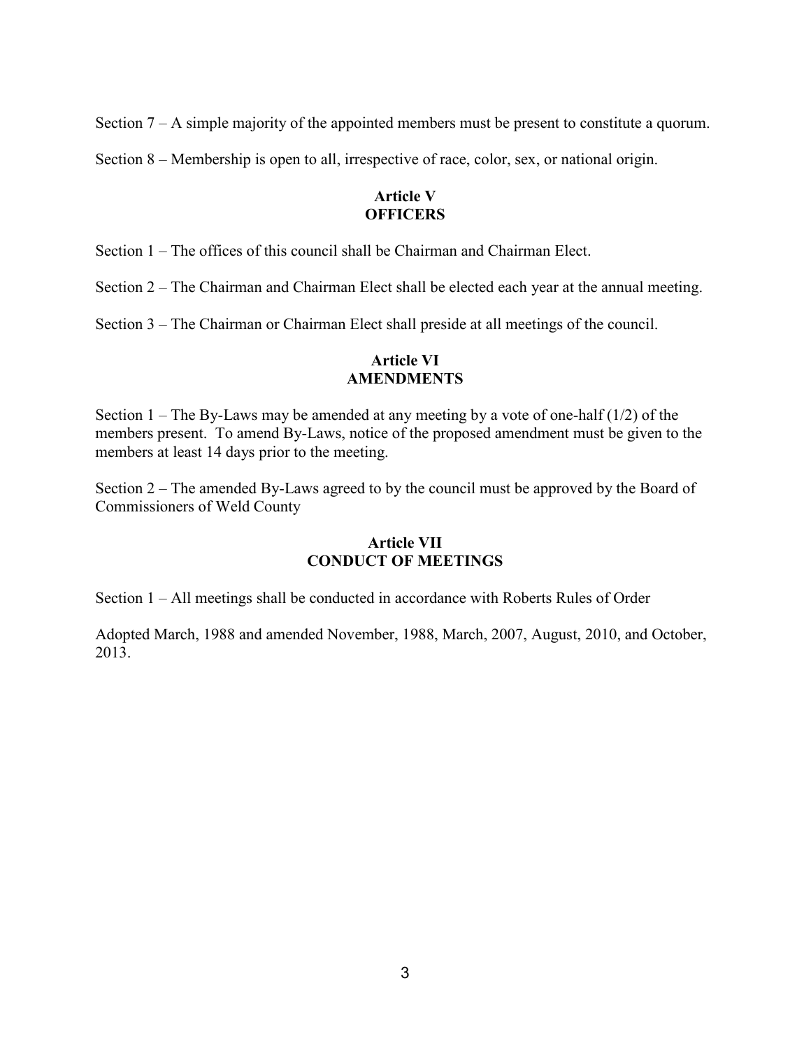Section 7 – A simple majority of the appointed members must be present to constitute a quorum.

Section 8 – Membership is open to all, irrespective of race, color, sex, or national origin.

## Article V
## OFFICERS

Section 1 – The offices of this council shall be Chairman and Chairman Elect.

Section 2 – The Chairman and Chairman Elect shall be elected each year at the annual meeting.

Section 3 – The Chairman or Chairman Elect shall preside at all meetings of the council.

## Article VI
## AMENDMENTS

Section 1 – The By-Laws may be amended at any meeting by a vote of one-half (1/2) of the members present. To amend By-Laws, notice of the proposed amendment must be given to the members at least 14 days prior to the meeting.

Section 2 – The amended By-Laws agreed to by the council must be approved by the Board of Commissioners of Weld County

## Article VII
## CONDUCT OF MEETINGS

Section 1 – All meetings shall be conducted in accordance with Roberts Rules of Order

Adopted March, 1988 and amended November, 1988, March, 2007, August, 2010, and October, 2013.